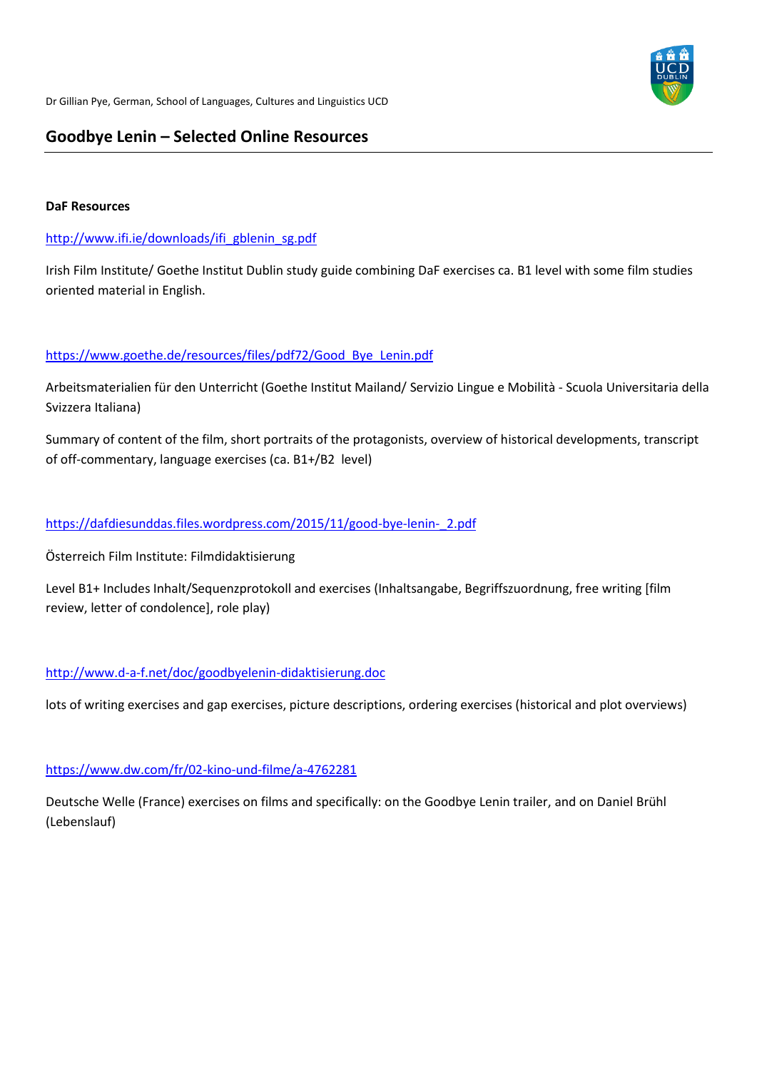Dr Gillian Pye, German, School of Languages, Cultures and Linguistics UCD

# Goodbye Lenin – Selected Online Resources

**DaF Resources**

http://www.ifi.ie/downloads/ifi_gblenin_sg.pdf

Irish Film Institute/ Goethe Institut Dublin study guide combining DaF exercises ca. B1 level with some film studies oriented material in English.

https://www.goethe.de/resources/files/pdf72/Good_Bye_Lenin.pdf

Arbeitsmaterialien für den Unterricht (Goethe Institut Mailand/ Servizio Lingue e Mobilità - Scuola Universitaria della Svizzera Italiana)

Summary of content of the film, short portraits of the protagonists, overview of historical developments, transcript of off-commentary, language exercises (ca. B1+/B2 level)

https://dafdiesunddas.files.wordpress.com/2015/11/good-bye-lenin-_2.pdf

Österreich Film Institute: Filmdidaktisierung

Level B1+ Includes Inhalt/Sequenzprotokoll and exercises (Inhaltsangabe, Begriffszuordnung, free writing [film review, letter of condolence], role play)

http://www.d-a-f.net/doc/goodbyelenin-didaktisierung.doc

lots of writing exercises and gap exercises, picture descriptions, ordering exercises (historical and plot overviews)

https://www.dw.com/fr/02-kino-und-filme/a-4762281

Deutsche Welle (France) exercises on films and specifically: on the Goodbye Lenin trailer, and on Daniel Brühl (Lebenslauf)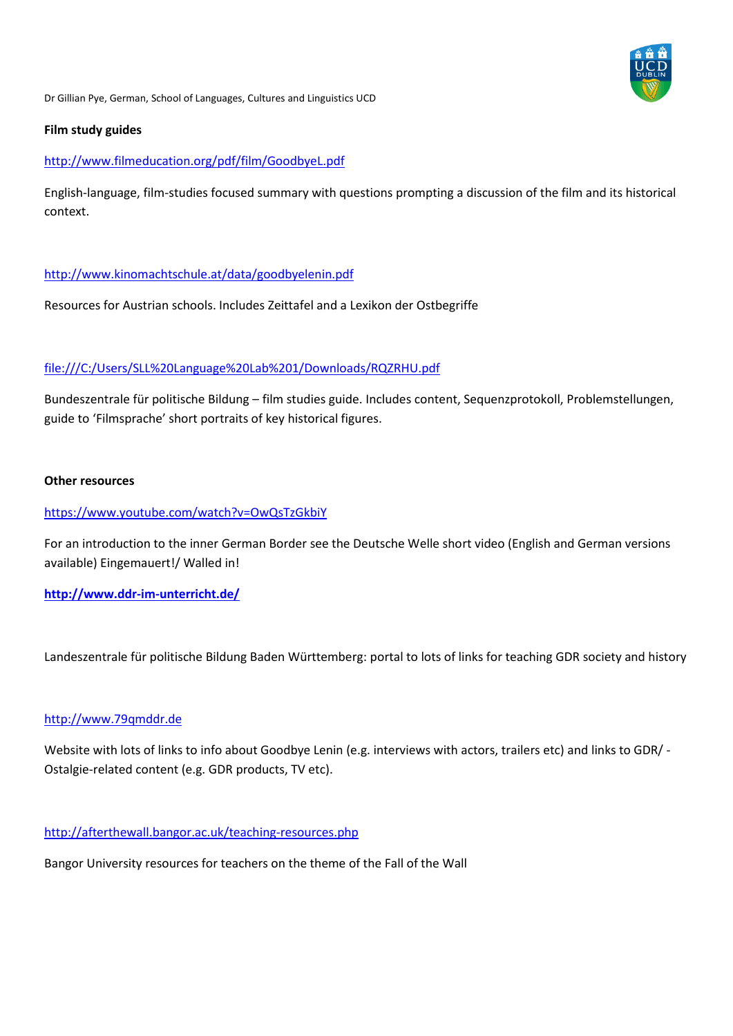Dr Gillian Pye, German, School of Languages, Cultures and Linguistics UCD

**Film study guides**

http://www.filmeducation.org/pdf/film/GoodbyeL.pdf

English-language, film-studies focused summary with questions prompting a discussion of the film and its historical context.

http://www.kinomachtschule.at/data/goodbyelenin.pdf

Resources for Austrian schools. Includes Zeittafel and a Lexikon der Ostbegriffe

file:///C:/Users/SLL%20Language%20Lab%201/Downloads/RQZRHU.pdf

Bundeszentrale für politische Bildung – film studies guide. Includes content, Sequenzprotokoll, Problemstellungen, guide to 'Filmsprache' short portraits of key historical figures.

**Other resources**

https://www.youtube.com/watch?v=OwQsTzGkbiY

For an introduction to the inner German Border see the Deutsche Welle short video (English and German versions available) Eingemauert!/ Walled in!

**http://www.ddr-im-unterricht.de/**

Landeszentrale für politische Bildung Baden Württemberg: portal to lots of links for teaching GDR society and history

http://www.79qmddr.de

Website with lots of links to info about Goodbye Lenin (e.g. interviews with actors, trailers etc) and links to GDR/ -Ostalgie-related content (e.g. GDR products, TV etc).

http://afterthewall.bangor.ac.uk/teaching-resources.php

Bangor University resources for teachers on the theme of the Fall of the Wall